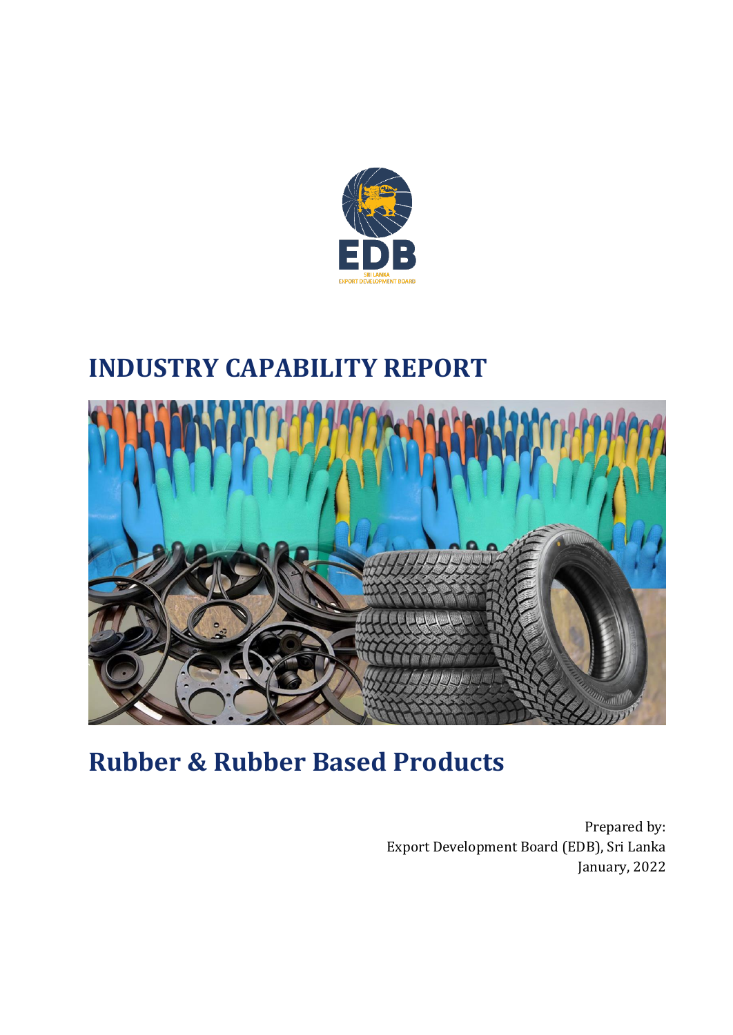EDB

SRI LANKA
EXPORT DEVELOPMENT BOARD

# INDUSTRY CAPABILITY REPORT

# Rubber & Rubber Based Products

Prepared by:
Export Development Board (EDB), Sri Lanka
January, 2022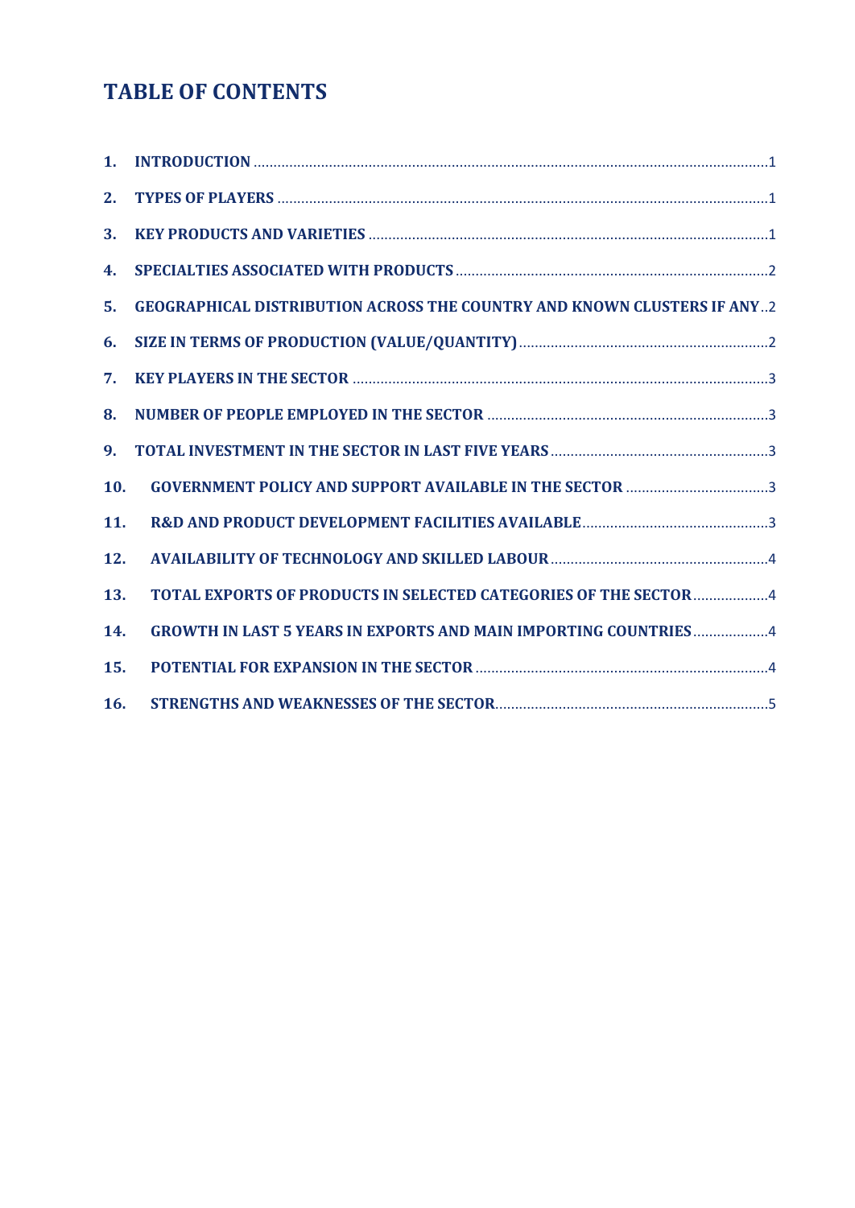# TABLE OF CONTENTS

1. INTRODUCTION ....................................................................................................................1
2. TYPES OF PLAYERS ...............................................................................................................1
3. KEY PRODUCTS AND VARIETIES ........................................................................................1
4. SPECIALTIES ASSOCIATED WITH PRODUCTS ..................................................................2
5. GEOGRAPHICAL DISTRIBUTION ACROSS THE COUNTRY AND KNOWN CLUSTERS IF ANY..2
6. SIZE IN TERMS OF PRODUCTION (VALUE/QUANTITY) ...................................................2
7. KEY PLAYERS IN THE SECTOR ...........................................................................................3
8. NUMBER OF PEOPLE EMPLOYED IN THE SECTOR ..........................................................3
9. TOTAL INVESTMENT IN THE SECTOR IN LAST FIVE YEARS ..........................................3
10. GOVERNMENT POLICY AND SUPPORT AVAILABLE IN THE SECTOR ..........................3
11. R&D AND PRODUCT DEVELOPMENT FACILITIES AVAILABLE.....................................3
12. AVAILABILITY OF TECHNOLOGY AND SKILLED LABOUR ............................................4
13. TOTAL EXPORTS OF PRODUCTS IN SELECTED CATEGORIES OF THE SECTOR ..........4
14. GROWTH IN LAST 5 YEARS IN EXPORTS AND MAIN IMPORTING COUNTRIES ...........4
15. POTENTIAL FOR EXPANSION IN THE SECTOR ................................................................4
16. STRENGTHS AND WEAKNESSES OF THE SECTOR............................................................5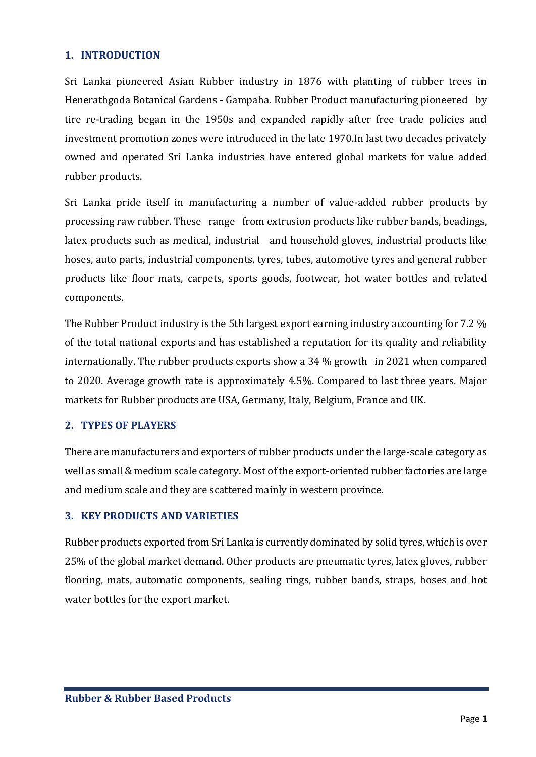## 1. INTRODUCTION

Sri Lanka pioneered Asian Rubber industry in 1876 with planting of rubber trees in Henerathgoda Botanical Gardens - Gampaha. Rubber Product manufacturing pioneered by tire re-trading began in the 1950s and expanded rapidly after free trade policies and investment promotion zones were introduced in the late 1970.In last two decades privately owned and operated Sri Lanka industries have entered global markets for value added rubber products.

Sri Lanka pride itself in manufacturing a number of value-added rubber products by processing raw rubber. These range from extrusion products like rubber bands, beadings, latex products such as medical, industrial and household gloves, industrial products like hoses, auto parts, industrial components, tyres, tubes, automotive tyres and general rubber products like floor mats, carpets, sports goods, footwear, hot water bottles and related components.

The Rubber Product industry is the 5th largest export earning industry accounting for 7.2 % of the total national exports and has established a reputation for its quality and reliability internationally. The rubber products exports show a 34 % growth in 2021 when compared to 2020. Average growth rate is approximately 4.5%. Compared to last three years. Major markets for Rubber products are USA, Germany, Italy, Belgium, France and UK.

## 2. TYPES OF PLAYERS

There are manufacturers and exporters of rubber products under the large-scale category as well as small & medium scale category. Most of the export-oriented rubber factories are large and medium scale and they are scattered mainly in western province.

## 3. KEY PRODUCTS AND VARIETIES

Rubber products exported from Sri Lanka is currently dominated by solid tyres, which is over 25% of the global market demand. Other products are pneumatic tyres, latex gloves, rubber flooring, mats, automatic components, sealing rings, rubber bands, straps, hoses and hot water bottles for the export market.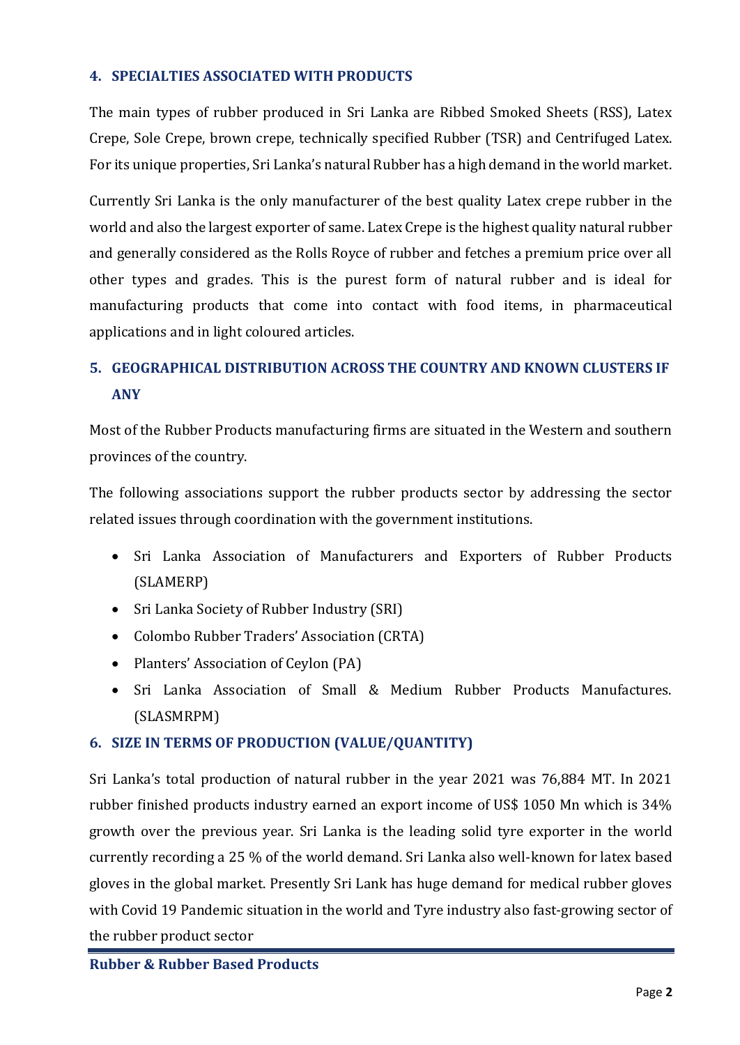## 4. SPECIALTIES ASSOCIATED WITH PRODUCTS

The main types of rubber produced in Sri Lanka are Ribbed Smoked Sheets (RSS), Latex Crepe, Sole Crepe, brown crepe, technically specified Rubber (TSR) and Centrifuged Latex. For its unique properties, Sri Lanka's natural Rubber has a high demand in the world market.

Currently Sri Lanka is the only manufacturer of the best quality Latex crepe rubber in the world and also the largest exporter of same. Latex Crepe is the highest quality natural rubber and generally considered as the Rolls Royce of rubber and fetches a premium price over all other types and grades. This is the purest form of natural rubber and is ideal for manufacturing products that come into contact with food items, in pharmaceutical applications and in light coloured articles.

## 5. GEOGRAPHICAL DISTRIBUTION ACROSS THE COUNTRY AND KNOWN CLUSTERS IF ANY

Most of the Rubber Products manufacturing firms are situated in the Western and southern provinces of the country.

The following associations support the rubber products sector by addressing the sector related issues through coordination with the government institutions.

- Sri Lanka Association of Manufacturers and Exporters of Rubber Products (SLAMERP)
- Sri Lanka Society of Rubber Industry (SRI)
- Colombo Rubber Traders' Association (CRTA)
- Planters' Association of Ceylon (PA)
- Sri Lanka Association of Small & Medium Rubber Products Manufactures. (SLASMRPM)

## 6. SIZE IN TERMS OF PRODUCTION (VALUE/QUANTITY)

Sri Lanka's total production of natural rubber in the year 2021 was 76,884 MT. In 2021 rubber finished products industry earned an export income of US$ 1050 Mn which is 34% growth over the previous year. Sri Lanka is the leading solid tyre exporter in the world currently recording a 25 % of the world demand. Sri Lanka also well-known for latex based gloves in the global market. Presently Sri Lank has huge demand for medical rubber gloves with Covid 19 Pandemic situation in the world and Tyre industry also fast-growing sector of the rubber product sector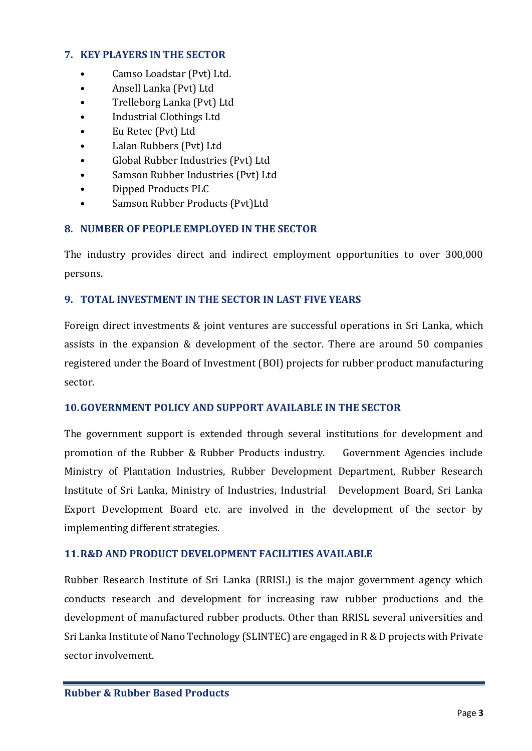## 7. KEY PLAYERS IN THE SECTOR

- Camso Loadstar (Pvt) Ltd.
- Ansell Lanka (Pvt) Ltd
- Trelleborg Lanka (Pvt) Ltd
- Industrial Clothings Ltd
- Eu Retec (Pvt) Ltd
- Lalan Rubbers (Pvt) Ltd
- Global Rubber Industries (Pvt) Ltd
- Samson Rubber Industries (Pvt) Ltd
- Dipped Products PLC
- Samson Rubber Products (Pvt)Ltd

## 8. NUMBER OF PEOPLE EMPLOYED IN THE SECTOR

The industry provides direct and indirect employment opportunities to over 300,000 persons.

## 9. TOTAL INVESTMENT IN THE SECTOR IN LAST FIVE YEARS

Foreign direct investments & joint ventures are successful operations in Sri Lanka, which assists in the expansion & development of the sector. There are around 50 companies registered under the Board of Investment (BOI) projects for rubber product manufacturing sector.

## 10. GOVERNMENT POLICY AND SUPPORT AVAILABLE IN THE SECTOR

The government support is extended through several institutions for development and promotion of the Rubber & Rubber Products industry. Government Agencies include Ministry of Plantation Industries, Rubber Development Department, Rubber Research Institute of Sri Lanka, Ministry of Industries, Industrial Development Board, Sri Lanka Export Development Board etc. are involved in the development of the sector by implementing different strategies.

## 11. R&D AND PRODUCT DEVELOPMENT FACILITIES AVAILABLE

Rubber Research Institute of Sri Lanka (RRISL) is the major government agency which conducts research and development for increasing raw rubber productions and the development of manufactured rubber products. Other than RRISL several universities and Sri Lanka Institute of Nano Technology (SLINTEC) are engaged in R & D projects with Private sector involvement.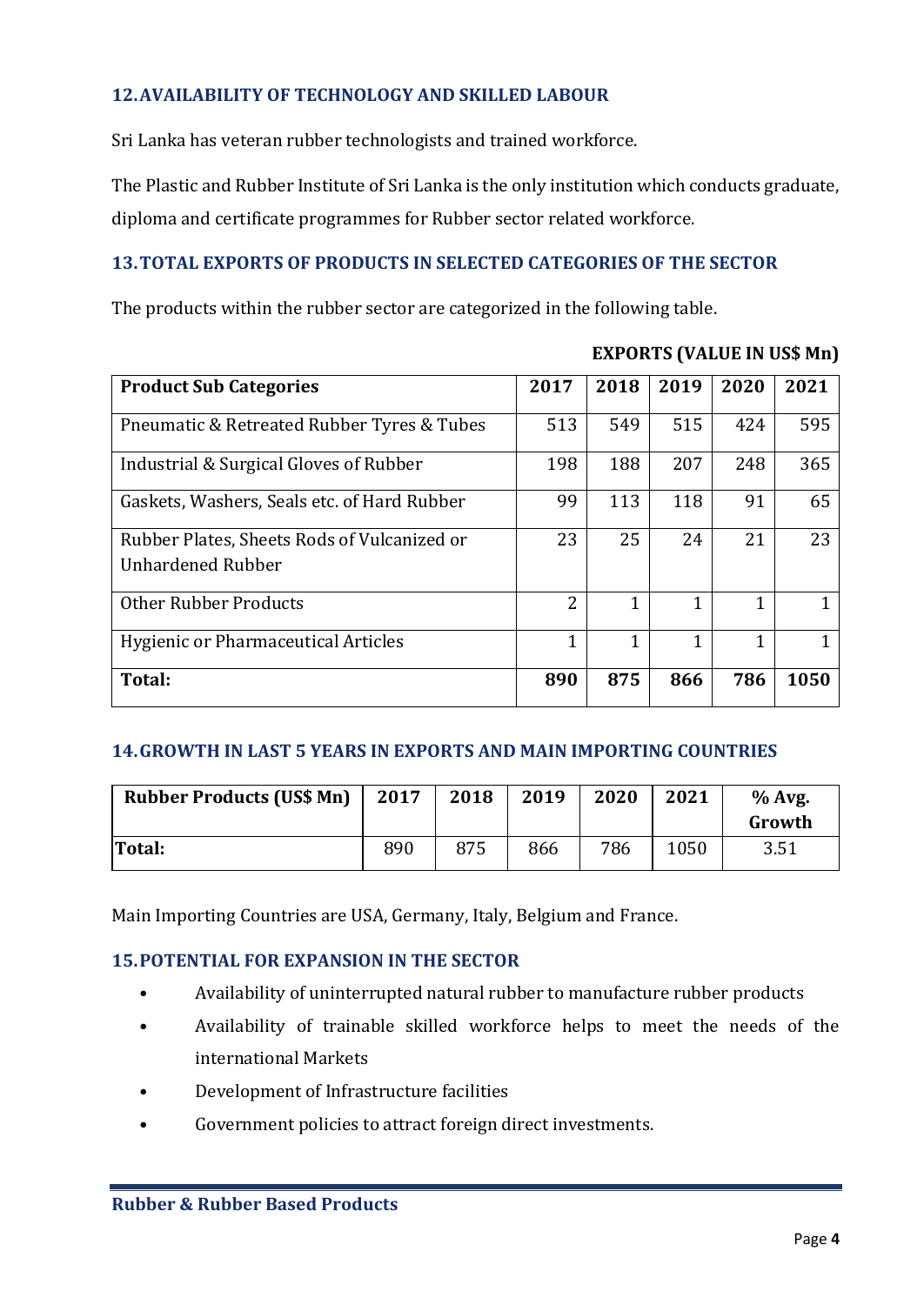## 12. AVAILABILITY OF TECHNOLOGY AND SKILLED LABOUR

Sri Lanka has veteran rubber technologists and trained workforce.

The Plastic and Rubber Institute of Sri Lanka is the only institution which conducts graduate, diploma and certificate programmes for Rubber sector related workforce.

## 13. TOTAL EXPORTS OF PRODUCTS IN SELECTED CATEGORIES OF THE SECTOR

The products within the rubber sector are categorized in the following table.

**EXPORTS (VALUE IN US$ Mn)**

| Product Sub Categories | 2017 | 2018 | 2019 | 2020 | 2021 |
|---|---|---|---|---|---|
| Pneumatic & Retreated Rubber Tyres & Tubes | 513 | 549 | 515 | 424 | 595 |
| Industrial & Surgical Gloves of Rubber | 198 | 188 | 207 | 248 | 365 |
| Gaskets, Washers, Seals etc. of Hard Rubber | 99 | 113 | 118 | 91 | 65 |
| Rubber Plates, Sheets Rods of Vulcanized or Unhardened Rubber | 23 | 25 | 24 | 21 | 23 |
| Other Rubber Products | 2 | 1 | 1 | 1 | 1 |
| Hygienic or Pharmaceutical Articles | 1 | 1 | 1 | 1 | 1 |
| **Total:** | **890** | **875** | **866** | **786** | **1050** |

## 14. GROWTH IN LAST 5 YEARS IN EXPORTS AND MAIN IMPORTING COUNTRIES

| Rubber Products (US$ Mn) | 2017 | 2018 | 2019 | 2020 | 2021 | % Avg. Growth |
|---|---|---|---|---|---|---|
| **Total:** | 890 | 875 | 866 | 786 | 1050 | 3.51 |

Main Importing Countries are USA, Germany, Italy, Belgium and France.

## 15. POTENTIAL FOR EXPANSION IN THE SECTOR

- Availability of uninterrupted natural rubber to manufacture rubber products
- Availability of trainable skilled workforce helps to meet the needs of the international Markets
- Development of Infrastructure facilities
- Government policies to attract foreign direct investments.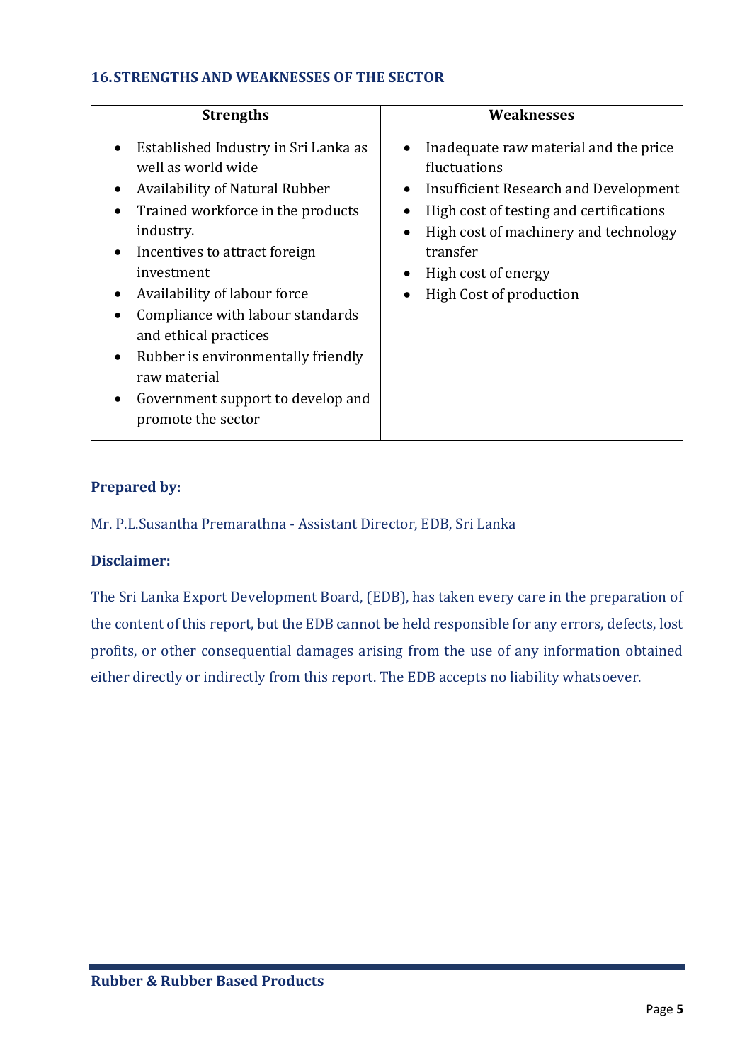## 16. STRENGTHS AND WEAKNESSES OF THE SECTOR

| Strengths | Weaknesses |
|---|---|
| • Established Industry in Sri Lanka as well as world wide<br>• Availability of Natural Rubber<br>• Trained workforce in the products industry.<br>• Incentives to attract foreign investment<br>• Availability of labour force<br>• Compliance with labour standards and ethical practices<br>• Rubber is environmentally friendly raw material<br>• Government support to develop and promote the sector | • Inadequate raw material and the price fluctuations<br>• Insufficient Research and Development<br>• High cost of testing and certifications<br>• High cost of machinery and technology transfer<br>• High cost of energy<br>• High Cost of production |

**Prepared by:**

Mr. P.L.Susantha Premarathna - Assistant Director, EDB, Sri Lanka

**Disclaimer:**

The Sri Lanka Export Development Board, (EDB), has taken every care in the preparation of the content of this report, but the EDB cannot be held responsible for any errors, defects, lost profits, or other consequential damages arising from the use of any information obtained either directly or indirectly from this report. The EDB accepts no liability whatsoever.